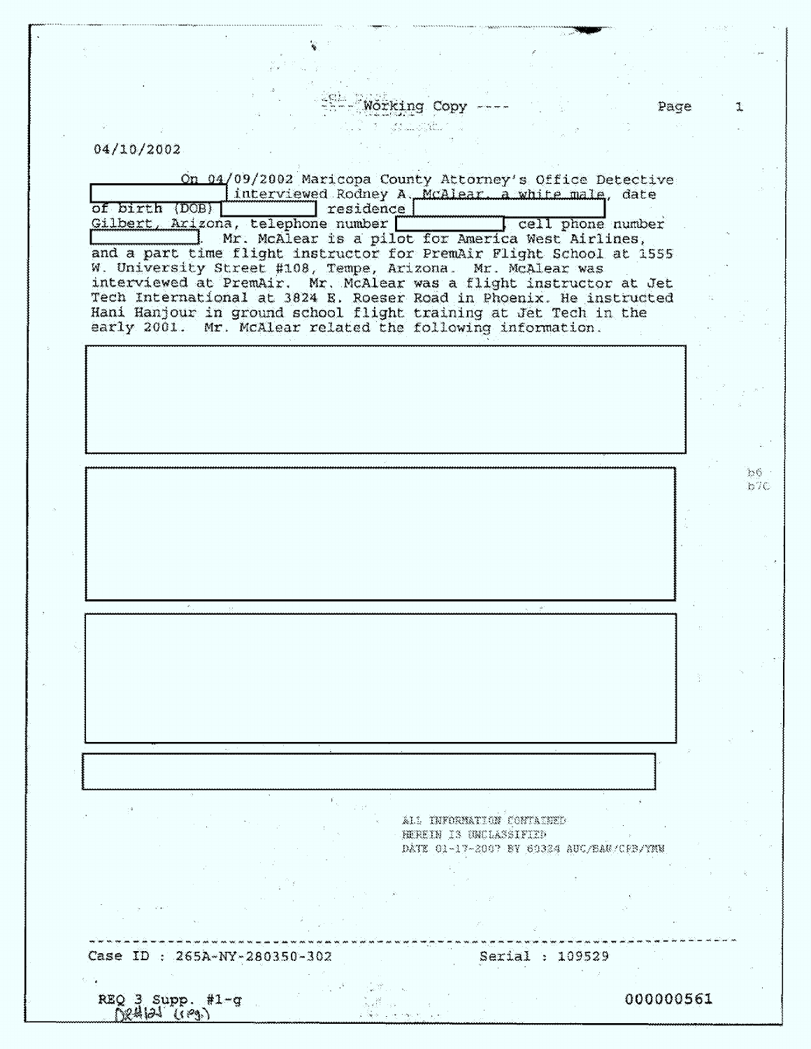---- Working Copy ----

04/10/2002

On 04/09/2002 Maricopa County Attorney's Office Detective [REDACTED] interviewed Rodney A. McAlear, a white male, date of birth (DOB) [REDACTED] residence [REDACTED] Gilbert, Arizona, telephone number [REDACTED] cell phone number [REDACTED]. Mr. McAlear is a pilot for America West Airlines, and a part time flight instructor for PremAir Flight School at 1555 W. University Street #108, Tempe, Arizona. Mr. McAlear was interviewed at PremAir. Mr. McAlear was a flight instructor at Jet Tech International at 3824 E. Roeser Road in Phoenix. He instructed Hani Hanjour in ground school flight training at Jet Tech in the early 2001. Mr. McAlear related the following information.

[REDACTED]

[REDACTED]

[REDACTED]

[REDACTED]

b6
b7C

ALL INFORMATION CONTAINED
HEREIN IS UNCLASSIFIED
DATE 01-17-2007 BY 60324 AUC/BAW/CFB/YMN

Case ID : 265A-NY-280350-302

Serial : 109529

REQ 3 Supp. #1-g

000000561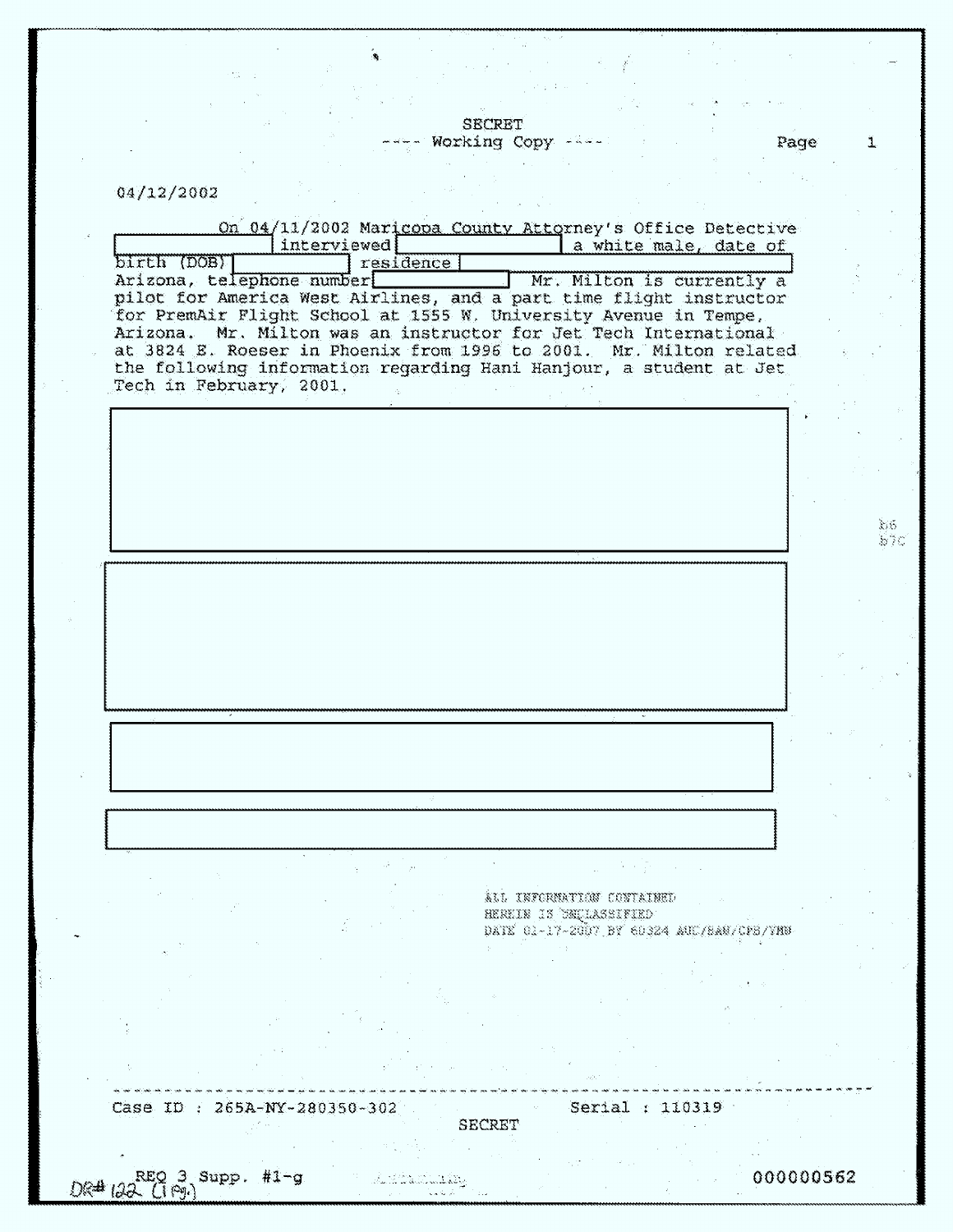SECRET
---- Working Copy ----

04/12/2002

On 04/11/2002 Maricopa County Attorney's Office Detective [redacted] interviewed [redacted] a white male, date of birth (DOB) [redacted] residence [redacted] Arizona, telephone number [redacted] Mr. Milton is currently a pilot for America West Airlines, and a part time flight instructor for PremAir Flight School at 1555 W. University Avenue in Tempe, Arizona. Mr. Milton was an instructor for Jet Tech International at 3824 E. Roeser in Phoenix from 1996 to 2001. Mr. Milton related the following information regarding Hani Hanjour, a student at Jet Tech in February, 2001.

[redacted]

[redacted]

[redacted]

[redacted]

b6
b7C

ALL INFORMATION CONTAINED
HEREIN IS UNCLASSIFIED
DATE 01-17-2007 BY 60324 AUC/BAW/CFB/YMD

Case ID : 265A-NY-280350-302 Serial : 110319

SECRET

REQ 3 Supp. #1-g

DR# 122 (1 Pg.)

000000562